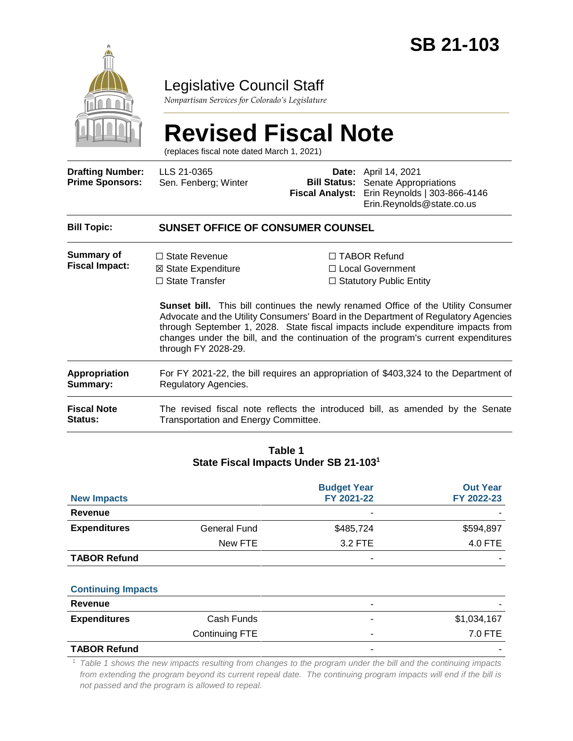# SB 21-103

## Legislative Council Staff

*Nonpartisan Services for Colorado's Legislature*

# Revised Fiscal Note

(replaces fiscal note dated March 1, 2021)

**Drafting Number:** LLS 21-0365
**Prime Sponsors:** Sen. Fenberg; Winter

**Date:** April 14, 2021
**Bill Status:** Senate Appropriations
**Fiscal Analyst:** Erin Reynolds | 303-866-4146
Erin.Reynolds@state.co.us

**Bill Topic:** **SUNSET OFFICE OF CONSUMER COUNSEL**

**Summary of Fiscal Impact:**

☐ State Revenue
☒ State Expenditure
☐ State Transfer
☐ TABOR Refund
☐ Local Government
☐ Statutory Public Entity

**Sunset bill.** This bill continues the newly renamed Office of the Utility Consumer Advocate and the Utility Consumers' Board in the Department of Regulatory Agencies through September 1, 2028. State fiscal impacts include expenditure impacts from changes under the bill, and the continuation of the program's current expenditures through FY 2028-29.

**Appropriation Summary:** For FY 2021-22, the bill requires an appropriation of $403,324 to the Department of Regulatory Agencies.

**Fiscal Note Status:** The revised fiscal note reflects the introduced bill, as amended by the Senate Transportation and Energy Committee.

**Table 1**
**State Fiscal Impacts Under SB 21-103[1]**

| New Impacts | | Budget Year FY 2021-22 | Out Year FY 2022-23 |
|---|---|---|---|
| **Revenue** | | - | - |
| **Expenditures** | General Fund | $485,724 | $594,897 |
| | New FTE | 3.2 FTE | 4.0 FTE |
| **TABOR Refund** | | - | - |
| **Continuing Impacts** | | | |
| **Revenue** | | - | - |
| **Expenditures** | Cash Funds | - | $1,034,167 |
| | Continuing FTE | - | 7.0 FTE |
| **TABOR Refund** | | - | - |

[1] *Table 1 shows the new impacts resulting from changes to the program under the bill and the continuing impacts from extending the program beyond its current repeal date. The continuing program impacts will end if the bill is not passed and the program is allowed to repeal.*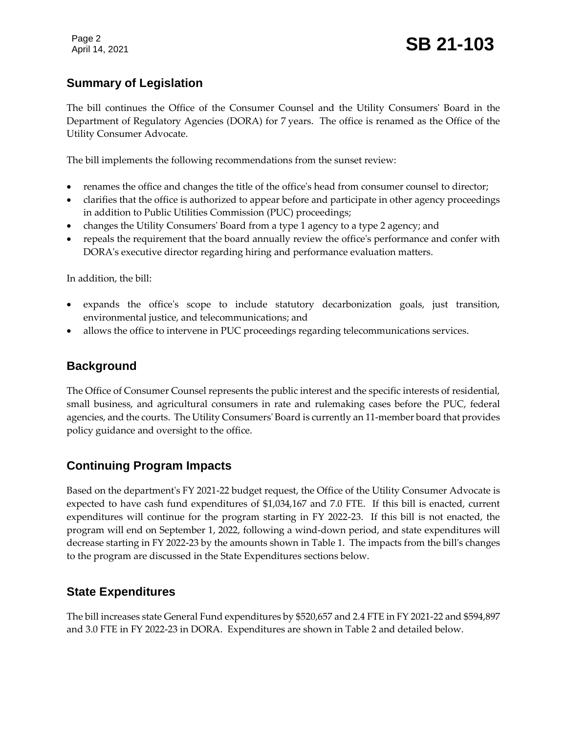## Summary of Legislation

The bill continues the Office of the Consumer Counsel and the Utility Consumers' Board in the Department of Regulatory Agencies (DORA) for 7 years. The office is renamed as the Office of the Utility Consumer Advocate.

The bill implements the following recommendations from the sunset review:

- renames the office and changes the title of the office's head from consumer counsel to director;
- clarifies that the office is authorized to appear before and participate in other agency proceedings in addition to Public Utilities Commission (PUC) proceedings;
- changes the Utility Consumers' Board from a type 1 agency to a type 2 agency; and
- repeals the requirement that the board annually review the office's performance and confer with DORA's executive director regarding hiring and performance evaluation matters.

In addition, the bill:

- expands the office's scope to include statutory decarbonization goals, just transition, environmental justice, and telecommunications; and
- allows the office to intervene in PUC proceedings regarding telecommunications services.

## Background

The Office of Consumer Counsel represents the public interest and the specific interests of residential, small business, and agricultural consumers in rate and rulemaking cases before the PUC, federal agencies, and the courts. The Utility Consumers' Board is currently an 11-member board that provides policy guidance and oversight to the office.

## Continuing Program Impacts

Based on the department's FY 2021-22 budget request, the Office of the Utility Consumer Advocate is expected to have cash fund expenditures of $1,034,167 and 7.0 FTE. If this bill is enacted, current expenditures will continue for the program starting in FY 2022-23. If this bill is not enacted, the program will end on September 1, 2022, following a wind-down period, and state expenditures will decrease starting in FY 2022-23 by the amounts shown in Table 1. The impacts from the bill's changes to the program are discussed in the State Expenditures sections below.

## State Expenditures

The bill increases state General Fund expenditures by $520,657 and 2.4 FTE in FY 2021-22 and $594,897 and 3.0 FTE in FY 2022-23 in DORA. Expenditures are shown in Table 2 and detailed below.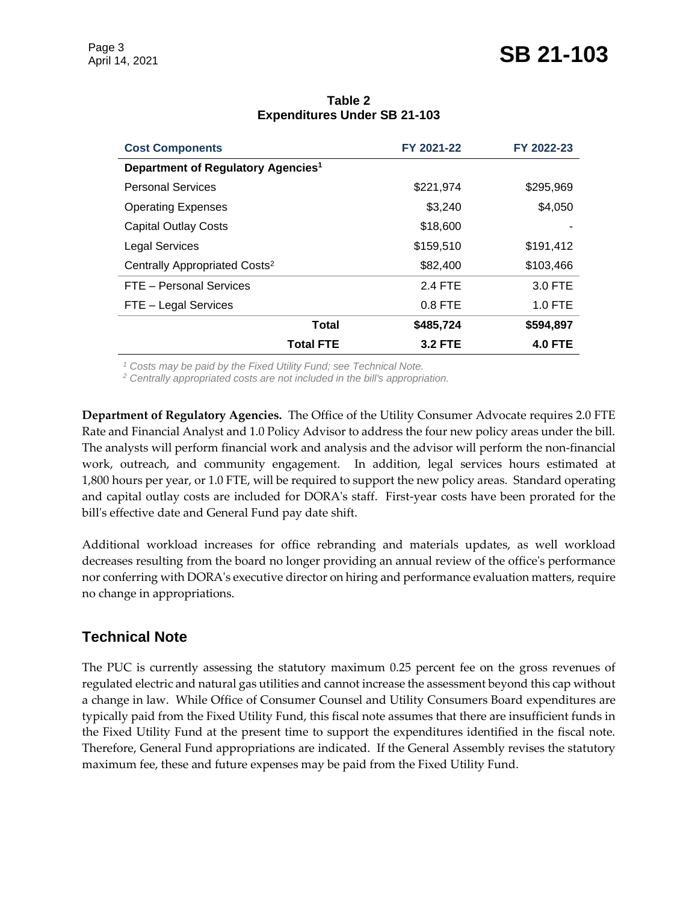**Table 2**
**Expenditures Under SB 21-103**

| Cost Components | FY 2021-22 | FY 2022-23 |
|---|---|---|
| **Department of Regulatory Agencies[1]** | | |
| Personal Services | $221,974 | $295,969 |
| Operating Expenses | $3,240 | $4,050 |
| Capital Outlay Costs | $18,600 | - |
| Legal Services | $159,510 | $191,412 |
| Centrally Appropriated Costs[2] | $82,400 | $103,466 |
| FTE – Personal Services | 2.4 FTE | 3.0 FTE |
| FTE – Legal Services | 0.8 FTE | 1.0 FTE |
| **Total** | **$485,724** | **$594,897** |
| **Total FTE** | **3.2 FTE** | **4.0 FTE** |

*[1] Costs may be paid by the Fixed Utility Fund; see Technical Note.*
*[2] Centrally appropriated costs are not included in the bill's appropriation.*

**Department of Regulatory Agencies.** The Office of the Utility Consumer Advocate requires 2.0 FTE Rate and Financial Analyst and 1.0 Policy Advisor to address the four new policy areas under the bill. The analysts will perform financial work and analysis and the advisor will perform the non-financial work, outreach, and community engagement. In addition, legal services hours estimated at 1,800 hours per year, or 1.0 FTE, will be required to support the new policy areas. Standard operating and capital outlay costs are included for DORA's staff. First-year costs have been prorated for the bill's effective date and General Fund pay date shift.

Additional workload increases for office rebranding and materials updates, as well workload decreases resulting from the board no longer providing an annual review of the office's performance nor conferring with DORA's executive director on hiring and performance evaluation matters, require no change in appropriations.

## Technical Note

The PUC is currently assessing the statutory maximum 0.25 percent fee on the gross revenues of regulated electric and natural gas utilities and cannot increase the assessment beyond this cap without a change in law. While Office of Consumer Counsel and Utility Consumers Board expenditures are typically paid from the Fixed Utility Fund, this fiscal note assumes that there are insufficient funds in the Fixed Utility Fund at the present time to support the expenditures identified in the fiscal note. Therefore, General Fund appropriations are indicated. If the General Assembly revises the statutory maximum fee, these and future expenses may be paid from the Fixed Utility Fund.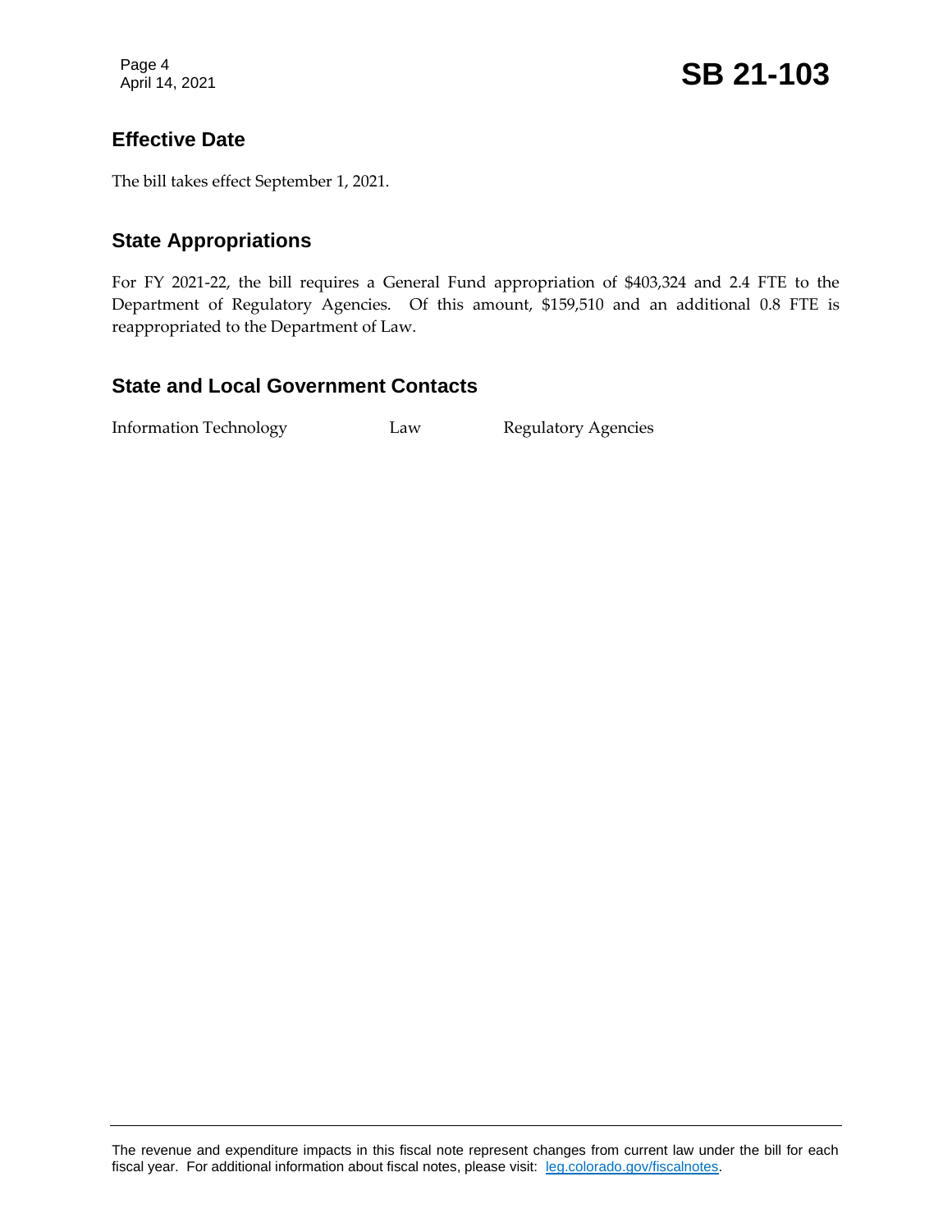## Effective Date

The bill takes effect September 1, 2021.

## State Appropriations

For FY 2021-22, the bill requires a General Fund appropriation of $403,324 and 2.4 FTE to the Department of Regulatory Agencies. Of this amount, $159,510 and an additional 0.8 FTE is reappropriated to the Department of Law.

## State and Local Government Contacts

Information Technology Law Regulatory Agencies

The revenue and expenditure impacts in this fiscal note represent changes from current law under the bill for each fiscal year. For additional information about fiscal notes, please visit: leg.colorado.gov/fiscalnotes.